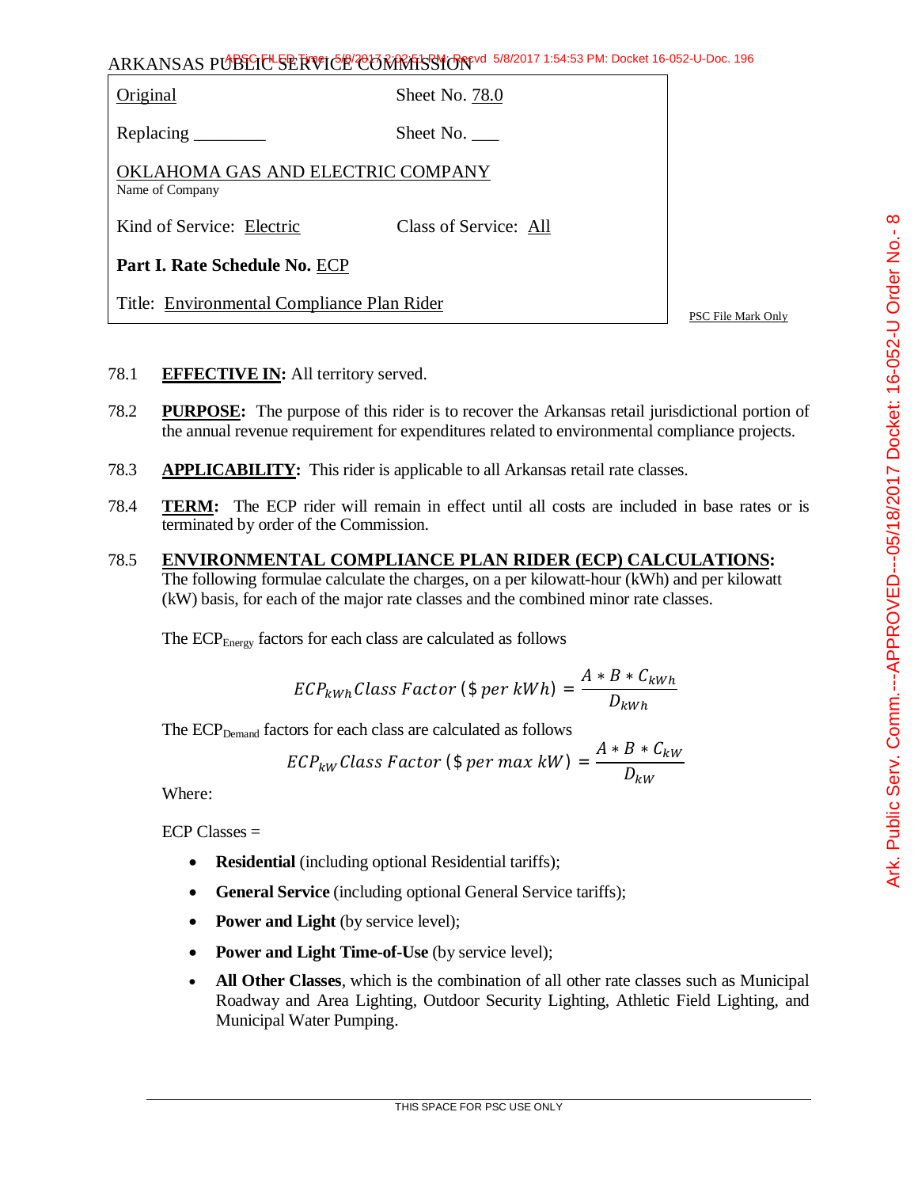ARKANSAS PUBLIC SERVICE COMMISSION

| | |
|---|---|
| Original | Sheet No. 78.0 |
| Replacing ________ | Sheet No. ___ |
| OKLAHOMA GAS AND ELECTRIC COMPANY<br>Name of Company | |
| Kind of Service: Electric | Class of Service: All |
| **Part I. Rate Schedule No.** ECP | |
| Title: Environmental Compliance Plan Rider | |

PSC File Mark Only

78.1 **EFFECTIVE IN:** All territory served.

78.2 **PURPOSE:** The purpose of this rider is to recover the Arkansas retail jurisdictional portion of the annual revenue requirement for expenditures related to environmental compliance projects.

78.3 **APPLICABILITY:** This rider is applicable to all Arkansas retail rate classes.

78.4 **TERM:** The ECP rider will remain in effect until all costs are included in base rates or is terminated by order of the Commission.

78.5 **ENVIRONMENTAL COMPLIANCE PLAN RIDER (ECP) CALCULATIONS:** The following formulae calculate the charges, on a per kilowatt-hour (kWh) and per kilowatt (kW) basis, for each of the major rate classes and the combined minor rate classes.

The $ECP_{Energy}$ factors for each class are calculated as follows

$$ECP_{kWh}\,Class\ Factor\ (\$\ per\ kWh) = \frac{A * B * C_{kWh}}{D_{kWh}}$$

The $ECP_{Demand}$ factors for each class are calculated as follows

$$ECP_{kW}\,Class\ Factor\ (\$\ per\ max\ kW) = \frac{A * B * C_{kW}}{D_{kW}}$$

Where:

ECP Classes =

- **Residential** (including optional Residential tariffs);
- **General Service** (including optional General Service tariffs);
- **Power and Light** (by service level);
- **Power and Light Time-of-Use** (by service level);
- **All Other Classes**, which is the combination of all other rate classes such as Municipal Roadway and Area Lighting, Outdoor Security Lighting, Athletic Field Lighting, and Municipal Water Pumping.

THIS SPACE FOR PSC USE ONLY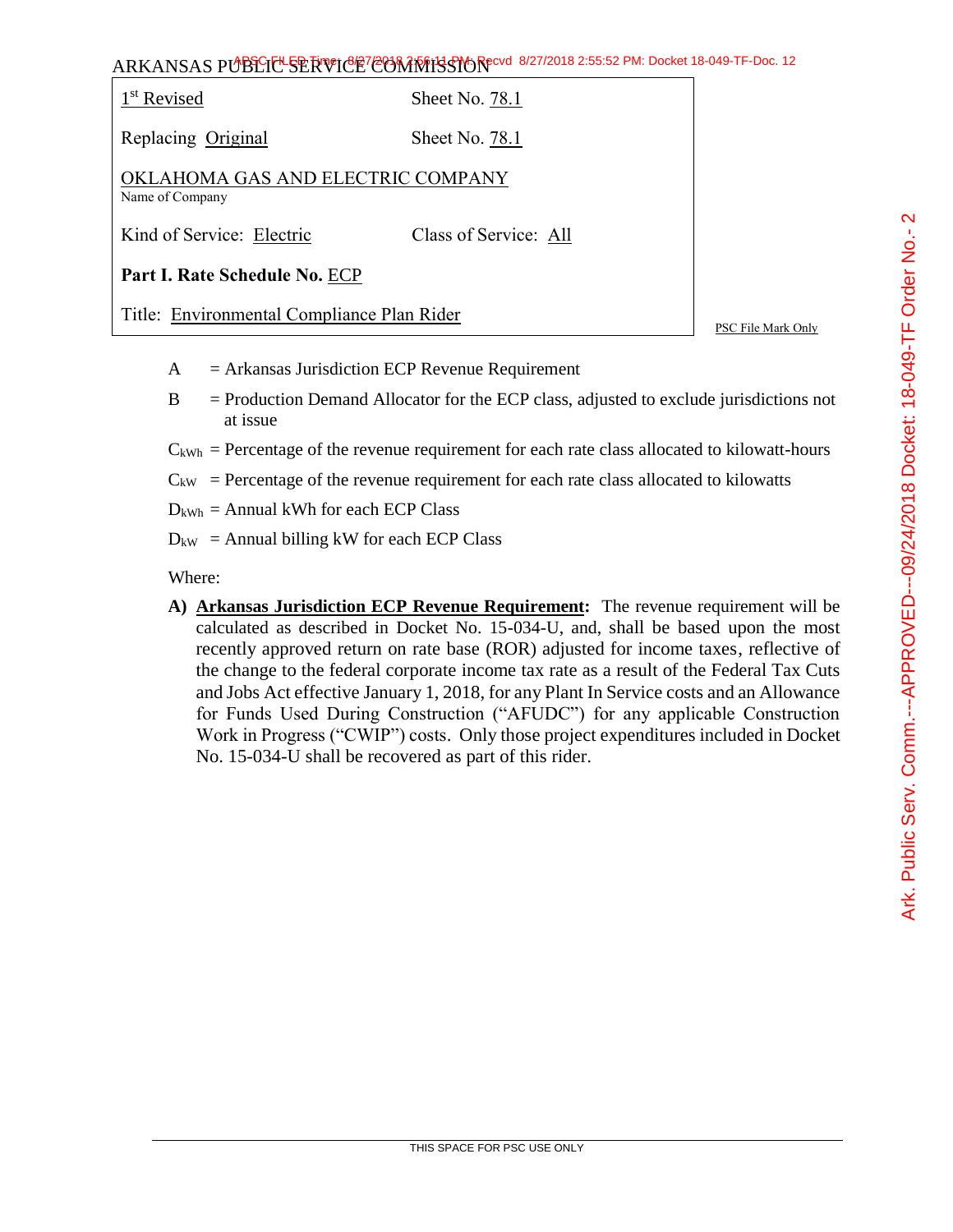ARKANSAS PUBLIC SERVICE COMMISSION

| | |
|---|---|
| 1st Revised | Sheet No. 78.1 |
| Replacing Original | Sheet No. 78.1 |
| OKLAHOMA GAS AND ELECTRIC COMPANY<br>Name of Company | |
| Kind of Service: Electric | Class of Service: All |
| **Part I. Rate Schedule No.** ECP | |
| Title: Environmental Compliance Plan Rider | |

PSC File Mark Only

$A$ = Arkansas Jurisdiction ECP Revenue Requirement

$B$ = Production Demand Allocator for the ECP class, adjusted to exclude jurisdictions not at issue

$C_{kWh}$ = Percentage of the revenue requirement for each rate class allocated to kilowatt-hours

$C_{kW}$ = Percentage of the revenue requirement for each rate class allocated to kilowatts

$D_{kWh}$ = Annual kWh for each ECP Class

$D_{kW}$ = Annual billing kW for each ECP Class

Where:

**A) Arkansas Jurisdiction ECP Revenue Requirement:** The revenue requirement will be calculated as described in Docket No. 15-034-U, and, shall be based upon the most recently approved return on rate base (ROR) adjusted for income taxes, reflective of the change to the federal corporate income tax rate as a result of the Federal Tax Cuts and Jobs Act effective January 1, 2018, for any Plant In Service costs and an Allowance for Funds Used During Construction ("AFUDC") for any applicable Construction Work in Progress ("CWIP") costs. Only those project expenditures included in Docket No. 15-034-U shall be recovered as part of this rider.

THIS SPACE FOR PSC USE ONLY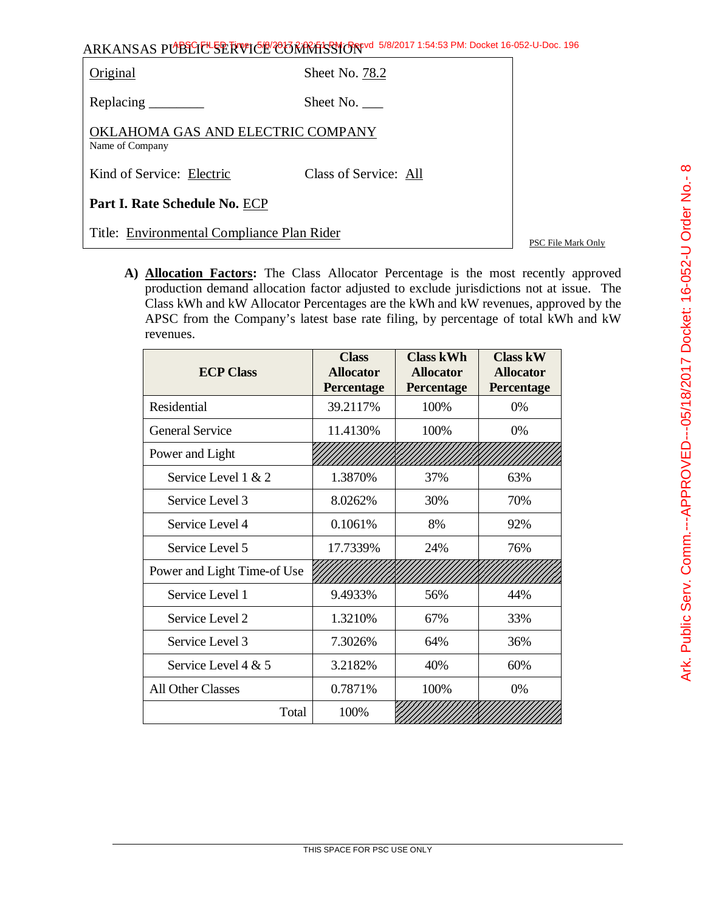ARKANSAS PUBLIC SERVICE COMMISSION

| Original | Sheet No. 78.2 |
|---|---|
| Replacing ________ | Sheet No. ___ |

OKLAHOMA GAS AND ELECTRIC COMPANY
Name of Company

Kind of Service: Electric    Class of Service: All

**Part I. Rate Schedule No.** ECP

Title: Environmental Compliance Plan Rider

PSC File Mark Only

**A)** **Allocation Factors:** The Class Allocator Percentage is the most recently approved production demand allocation factor adjusted to exclude jurisdictions not at issue. The Class kWh and kW Allocator Percentages are the kWh and kW revenues, approved by the APSC from the Company's latest base rate filing, by percentage of total kWh and kW revenues.

| ECP Class | Class Allocator Percentage | Class kWh Allocator Percentage | Class kW Allocator Percentage |
|---|---|---|---|
| Residential | 39.2117% | 100% | 0% |
| General Service | 11.4130% | 100% | 0% |
| Power and Light | | | |
| Service Level 1 & 2 | 1.3870% | 37% | 63% |
| Service Level 3 | 8.0262% | 30% | 70% |
| Service Level 4 | 0.1061% | 8% | 92% |
| Service Level 5 | 17.7339% | 24% | 76% |
| Power and Light Time-of Use | | | |
| Service Level 1 | 9.4933% | 56% | 44% |
| Service Level 2 | 1.3210% | 67% | 33% |
| Service Level 3 | 7.3026% | 64% | 36% |
| Service Level 4 & 5 | 3.2182% | 40% | 60% |
| All Other Classes | 0.7871% | 100% | 0% |
| Total | 100% | | |

THIS SPACE FOR PSC USE ONLY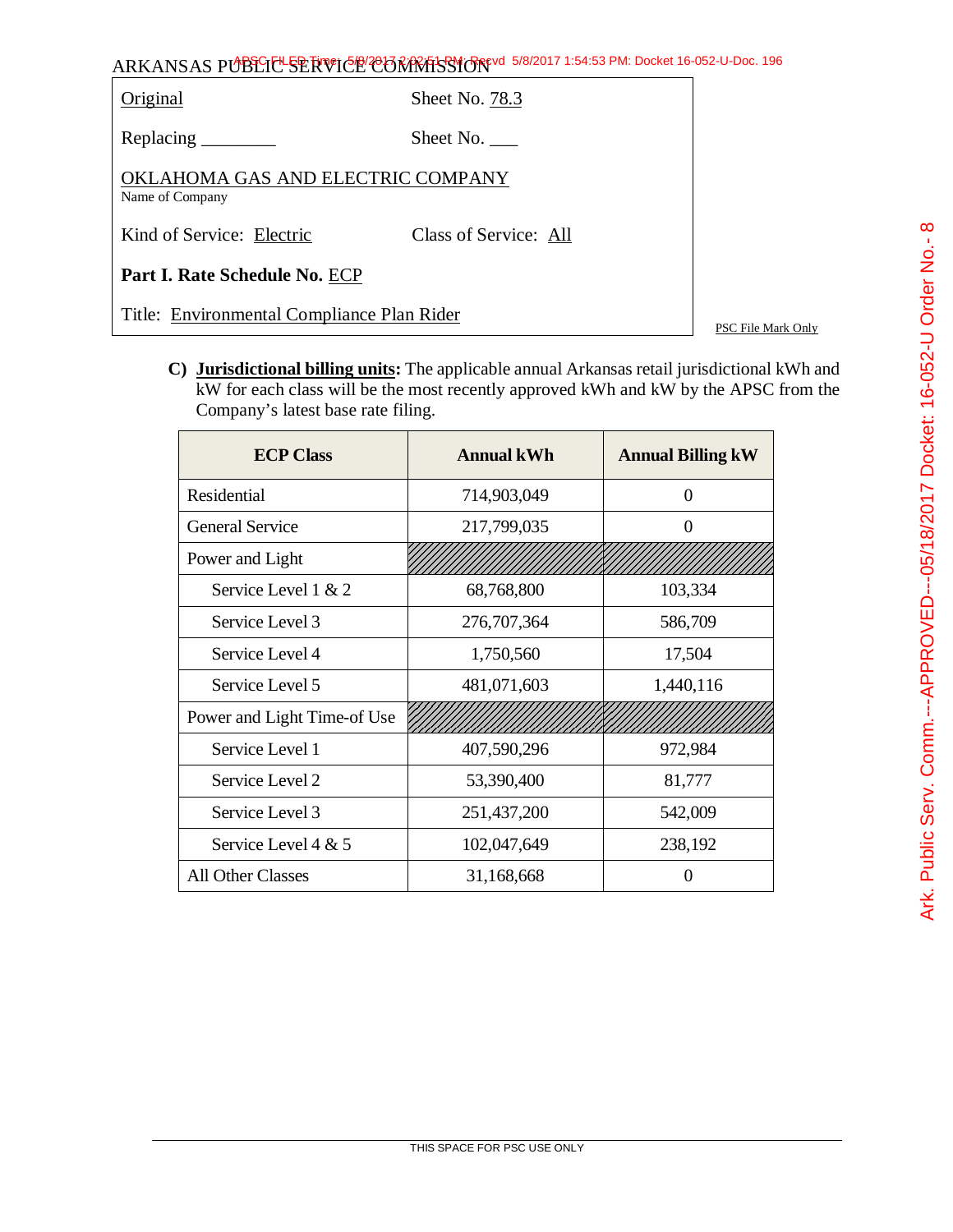ARKANSAS PUBLIC SERVICE COMMISSION

| | |
|---|---|
| Original | Sheet No. 78.3 |
| Replacing ________ | Sheet No. ___ |
| OKLAHOMA GAS AND ELECTRIC COMPANY<br>Name of Company | |
| Kind of Service: Electric | Class of Service: All |
| **Part I. Rate Schedule No.** ECP | |
| Title: Environmental Compliance Plan Rider | |

PSC File Mark Only

**C) Jurisdictional billing units:** The applicable annual Arkansas retail jurisdictional kWh and kW for each class will be the most recently approved kWh and kW by the APSC from the Company's latest base rate filing.

| ECP Class | Annual kWh | Annual Billing kW |
|---|---|---|
| Residential | 714,903,049 | 0 |
| General Service | 217,799,035 | 0 |
| Power and Light | | |
| Service Level 1 & 2 | 68,768,800 | 103,334 |
| Service Level 3 | 276,707,364 | 586,709 |
| Service Level 4 | 1,750,560 | 17,504 |
| Service Level 5 | 481,071,603 | 1,440,116 |
| Power and Light Time-of Use | | |
| Service Level 1 | 407,590,296 | 972,984 |
| Service Level 2 | 53,390,400 | 81,777 |
| Service Level 3 | 251,437,200 | 542,009 |
| Service Level 4 & 5 | 102,047,649 | 238,192 |
| All Other Classes | 31,168,668 | 0 |

THIS SPACE FOR PSC USE ONLY